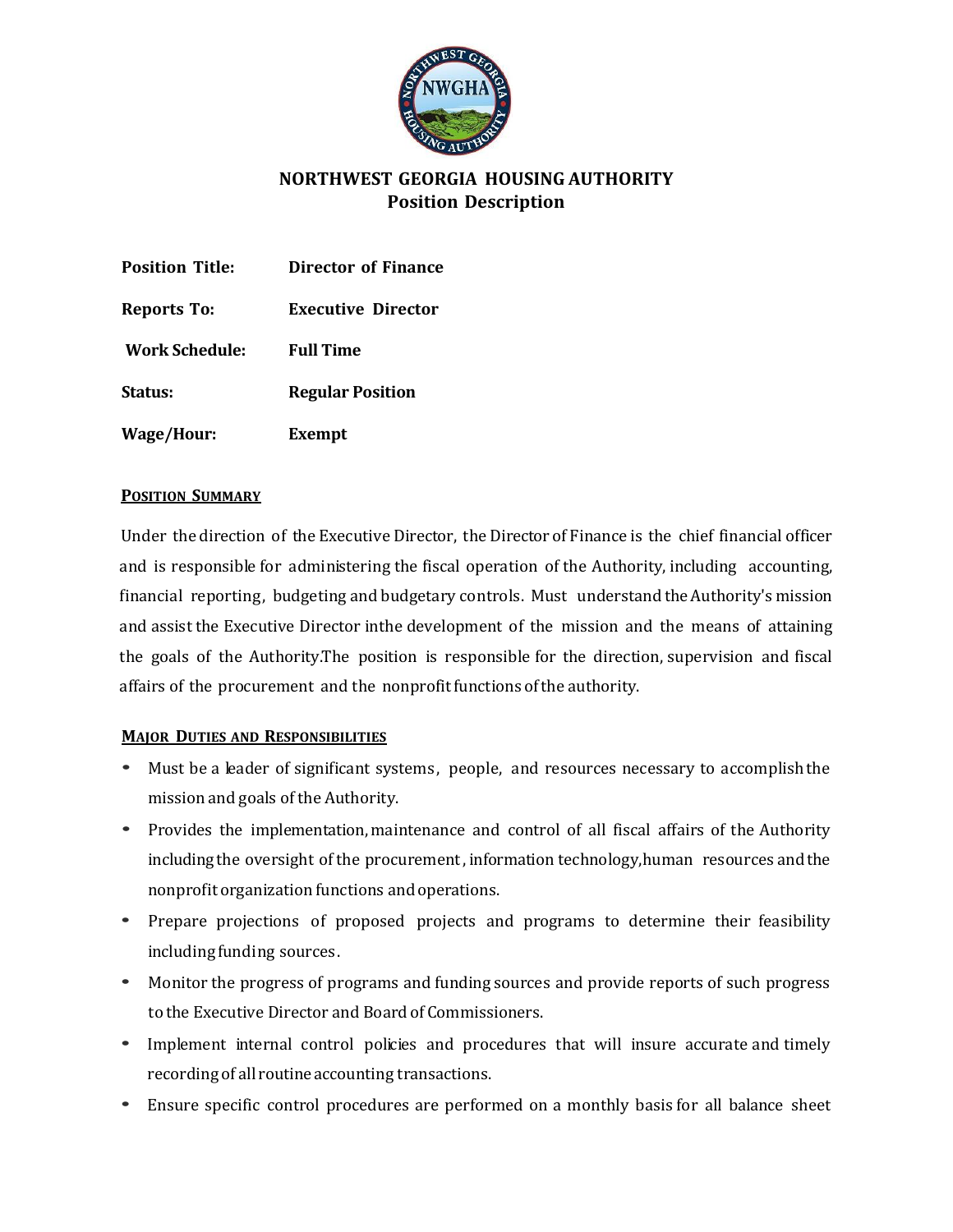# NORTHWEST GEORGIA HOUSING AUTHORITY
## Position Description

**Position Title:** **Director of Finance**

**Reports To:** **Executive Director**

**Work Schedule:** **Full Time**

**Status:** **Regular Position**

**Wage/Hour:** **Exempt**

### POSITION SUMMARY

Under the direction of the Executive Director, the Director of Finance is the chief financial officer and is responsible for administering the fiscal operation of the Authority, including accounting, financial reporting, budgeting and budgetary controls. Must understand the Authority's mission and assist the Executive Director inthe development of the mission and the means of attaining the goals of the Authority.The position is responsible for the direction, supervision and fiscal affairs of the procurement and the nonprofit functions of the authority.

### MAJOR DUTIES AND RESPONSIBILITIES

- Must be a leader of significant systems, people, and resources necessary to accomplish the mission and goals of the Authority.
- Provides the implementation, maintenance and control of all fiscal affairs of the Authority including the oversight of the procurement, information technology, human resources and the nonprofit organization functions and operations.
- Prepare projections of proposed projects and programs to determine their feasibility including funding sources.
- Monitor the progress of programs and funding sources and provide reports of such progress to the Executive Director and Board of Commissioners.
- Implement internal control policies and procedures that will insure accurate and timely recording of all routine accounting transactions.
- Ensure specific control procedures are performed on a monthly basis for all balance sheet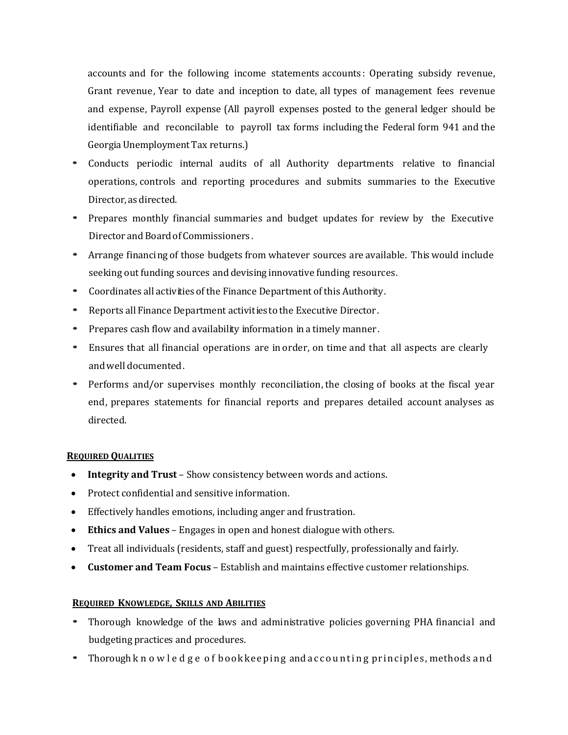accounts and for the following income statements accounts: Operating subsidy revenue, Grant revenue, Year to date and inception to date, all types of management fees revenue and expense, Payroll expense (All payroll expenses posted to the general ledger should be identifiable and reconcilable to payroll tax forms including the Federal form 941 and the Georgia Unemployment Tax returns.)

- Conducts periodic internal audits of all Authority departments relative to financial operations, controls and reporting procedures and submits summaries to the Executive Director, as directed.
- Prepares monthly financial summaries and budget updates for review by the Executive Director and Board of Commissioners.
- Arrange financing of those budgets from whatever sources are available. This would include seeking out funding sources and devising innovative funding resources.
- Coordinates all activities of the Finance Department of this Authority.
- Reports all Finance Department activities to the Executive Director.
- Prepares cash flow and availability information in a timely manner.
- Ensures that all financial operations are in order, on time and that all aspects are clearly and well documented.
- Performs and/or supervises monthly reconciliation, the closing of books at the fiscal year end, prepares statements for financial reports and prepares detailed account analyses as directed.

## REQUIRED QUALITIES

- **Integrity and Trust** – Show consistency between words and actions.
- Protect confidential and sensitive information.
- Effectively handles emotions, including anger and frustration.
- **Ethics and Values** – Engages in open and honest dialogue with others.
- Treat all individuals (residents, staff and guest) respectfully, professionally and fairly.
- **Customer and Team Focus** – Establish and maintains effective customer relationships.

## REQUIRED KNOWLEDGE, SKILLS AND ABILITIES

- Thorough knowledge of the laws and administrative policies governing PHA financial and budgeting practices and procedures.
- Thorough knowledge of bookkeeping and accounting principles, methods and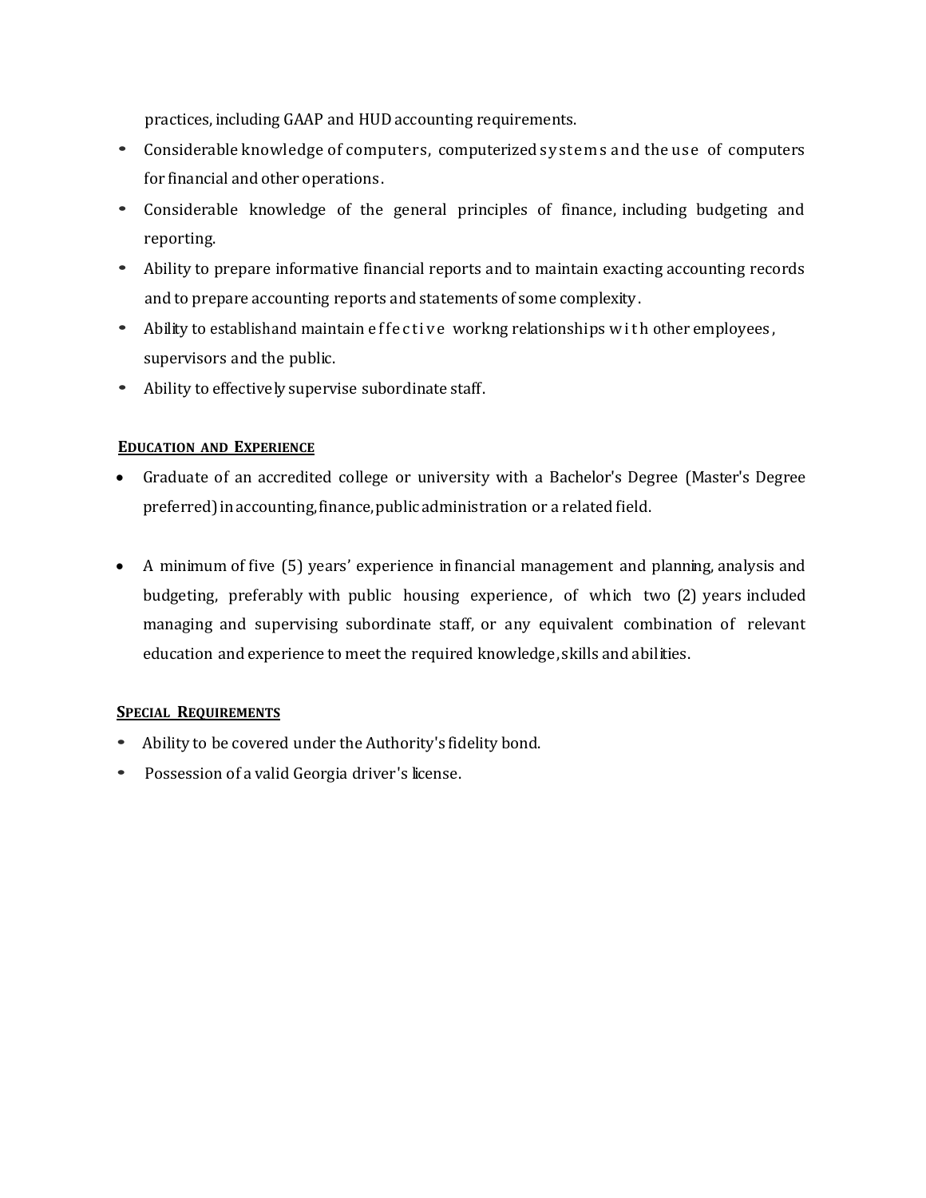practices, including GAAP and HUD accounting requirements.

- Considerable knowledge of computers, computerized systems and the use of computers for financial and other operations.
- Considerable knowledge of the general principles of finance, including budgeting and reporting.
- Ability to prepare informative financial reports and to maintain exacting accounting records and to prepare accounting reports and statements of some complexity.
- Ability to establishand maintain effective workng relationships with other employees, supervisors and the public.
- Ability to effectively supervise subordinate staff.

**EDUCATION AND EXPERIENCE**

- Graduate of an accredited college or university with a Bachelor's Degree (Master's Degree preferred) in accounting, finance, public administration or a related field.

- A minimum of five (5) years' experience in financial management and planning, analysis and budgeting, preferably with public housing experience, of which two (2) years included managing and supervising subordinate staff, or any equivalent combination of relevant education and experience to meet the required knowledge, skills and abilities.

**SPECIAL REQUIREMENTS**

- Ability to be covered under the Authority's fidelity bond.
- Possession of a valid Georgia driver's license.